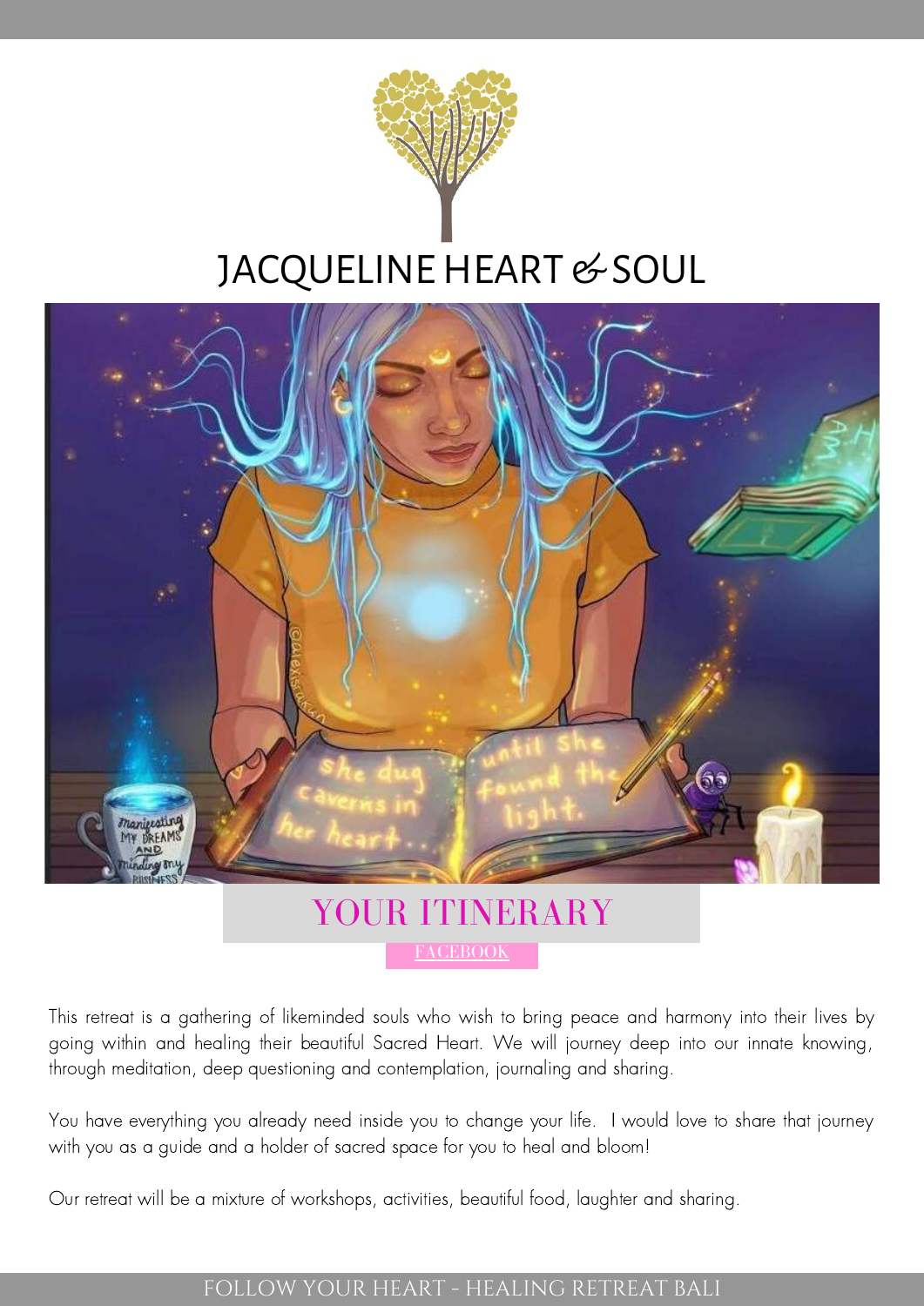# JACQUELINE HEART & SOUL

## YOUR ITINERARY

FACEBOOK

This retreat is a gathering of likeminded souls who wish to bring peace and harmony into their lives by going within and healing their beautiful Sacred Heart. We will journey deep into our innate knowing, through meditation, deep questioning and contemplation, journaling and sharing.

You have everything you already need inside you to change your life. I would love to share that journey with you as a guide and a holder of sacred space for you to heal and bloom!

Our retreat will be a mixture of workshops, activities, beautiful food, laughter and sharing.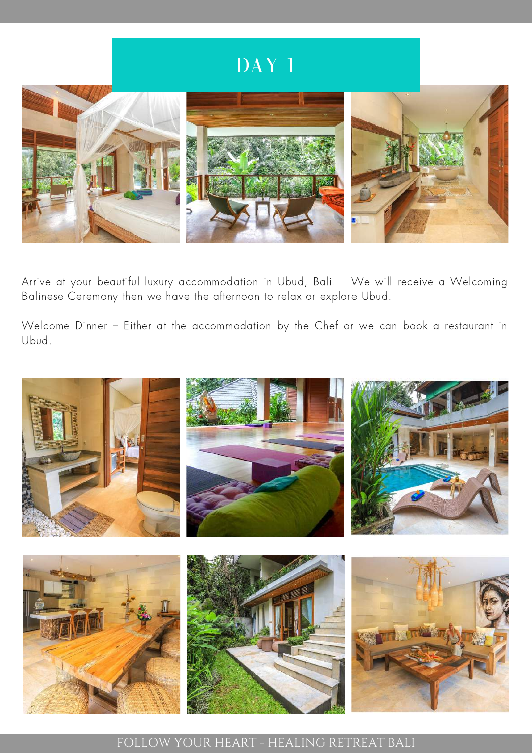# DAY 1

Arrive at your beautiful luxury accommodation in Ubud, Bali. We will receive a Welcoming Balinese Ceremony then we have the afternoon to relax or explore Ubud.

Welcome Dinner – Either at the accommodation by the Chef or we can book a restaurant in Ubud.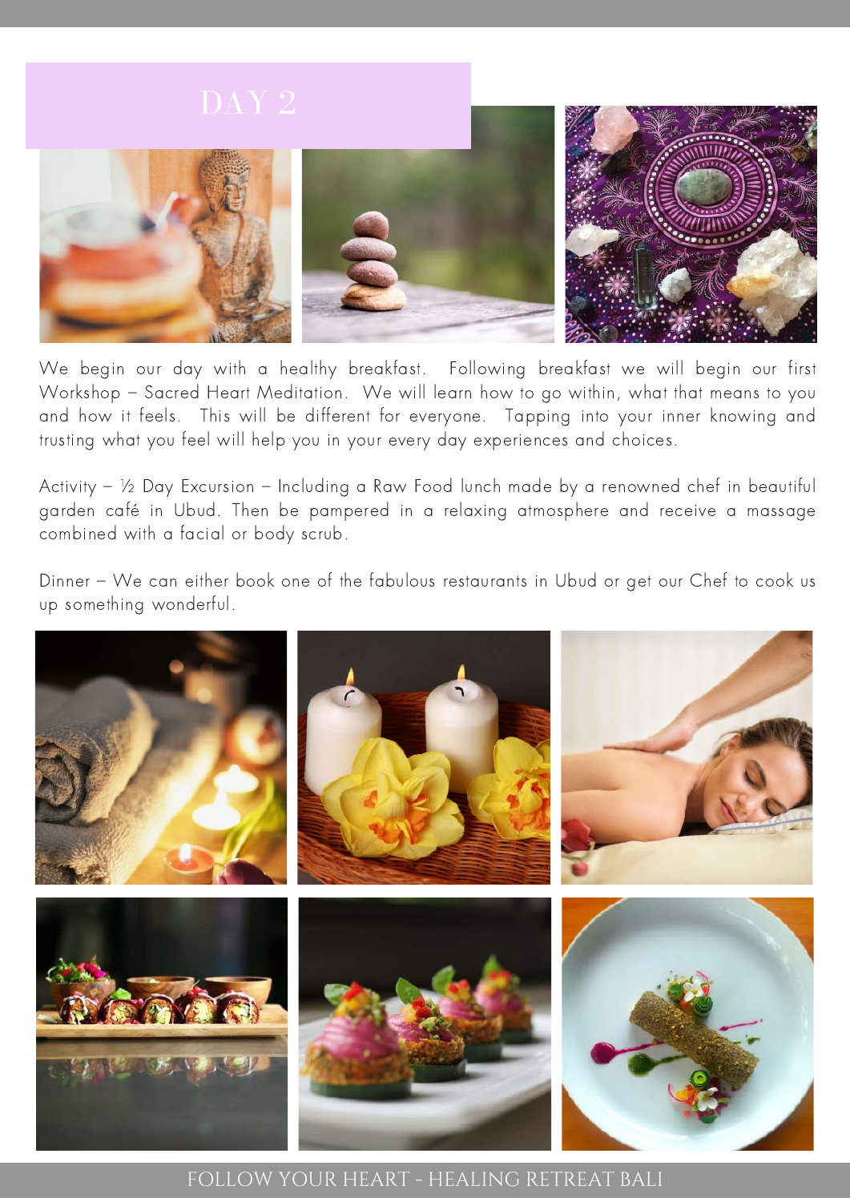# DAY 2

We begin our day with a healthy breakfast. Following breakfast we will begin our first Workshop – Sacred Heart Meditation. We will learn how to go within, what that means to you and how it feels. This will be different for everyone. Tapping into your inner knowing and trusting what you feel will help you in your every day experiences and choices.

Activity – ½ Day Excursion – Including a Raw Food lunch made by a renowned chef in beautiful garden café in Ubud. Then be pampered in a relaxing atmosphere and receive a massage combined with a facial or body scrub.

Dinner – We can either book one of the fabulous restaurants in Ubud or get our Chef to cook us up something wonderful.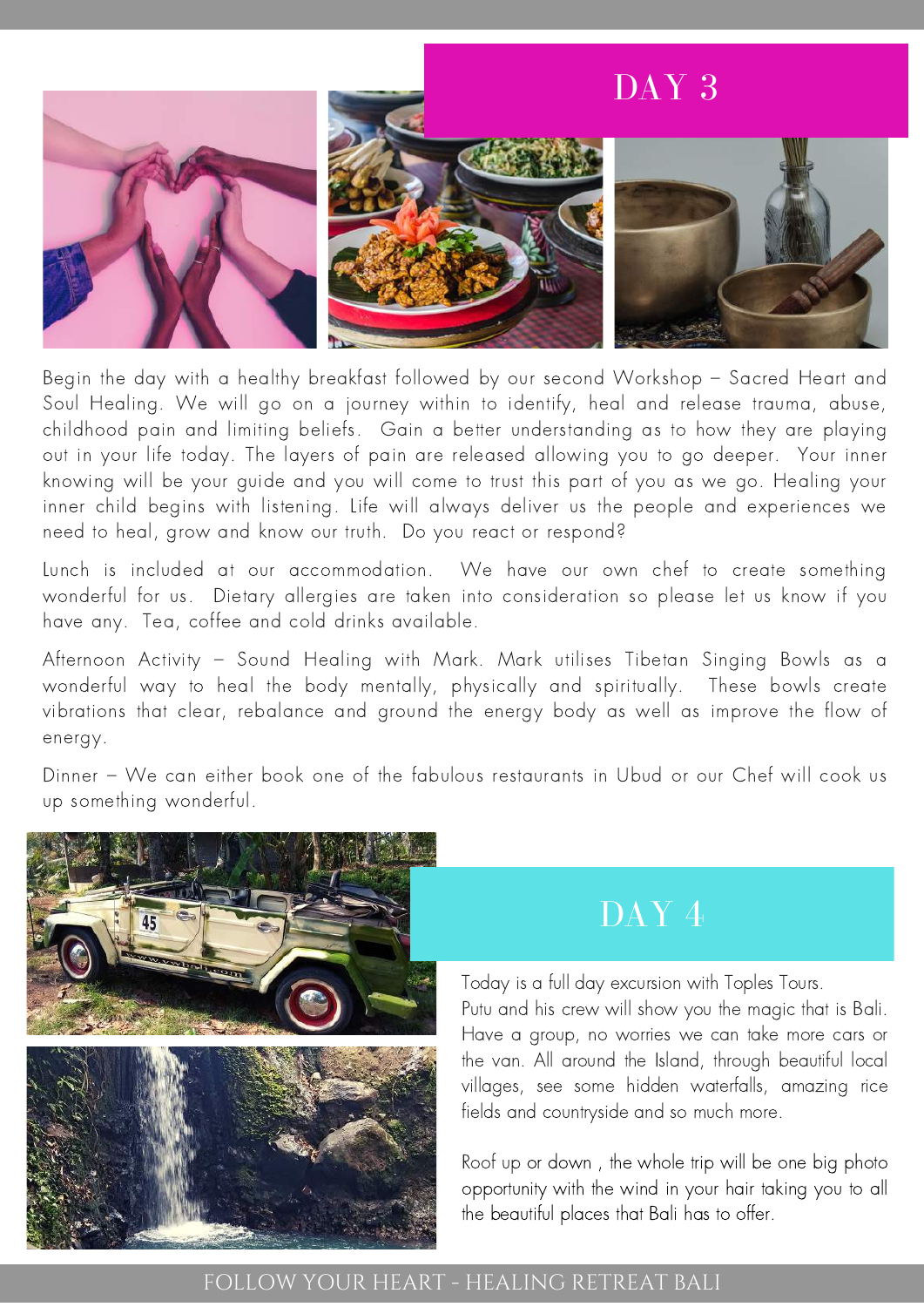## DAY 3

Begin the day with a healthy breakfast followed by our second Workshop – Sacred Heart and Soul Healing. We will go on a journey within to identify, heal and release trauma, abuse, childhood pain and limiting beliefs. Gain a better understanding as to how they are playing out in your life today. The layers of pain are released allowing you to go deeper. Your inner knowing will be your guide and you will come to trust this part of you as we go. Healing your inner child begins with listening. Life will always deliver us the people and experiences we need to heal, grow and know our truth. Do you react or respond?

Lunch is included at our accommodation. We have our own chef to create something wonderful for us. Dietary allergies are taken into consideration so please let us know if you have any. Tea, coffee and cold drinks available.

Afternoon Activity – Sound Healing with Mark. Mark utilises Tibetan Singing Bowls as a wonderful way to heal the body mentally, physically and spiritually. These bowls create vibrations that clear, rebalance and ground the energy body as well as improve the flow of energy.

Dinner – We can either book one of the fabulous restaurants in Ubud or our Chef will cook us up something wonderful.

## DAY 4

Today is a full day excursion with Toples Tours.
Putu and his crew will show you the magic that is Bali. Have a group, no worries we can take more cars or the van. All around the Island, through beautiful local villages, see some hidden waterfalls, amazing rice fields and countryside and so much more.

Roof up or down , the whole trip will be one big photo opportunity with the wind in your hair taking you to all the beautiful places that Bali has to offer.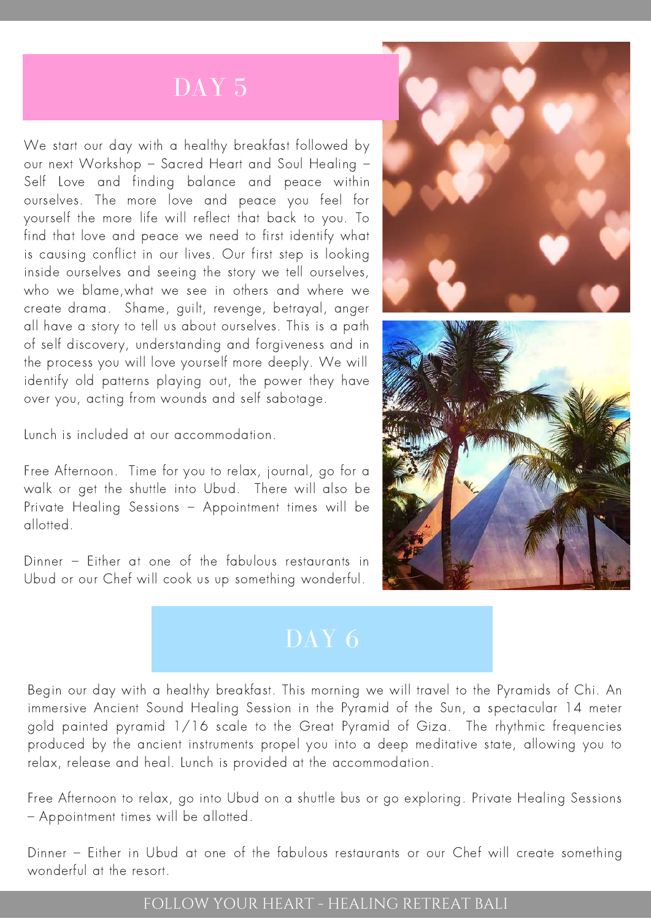## DAY 5

We start our day with a healthy breakfast followed by our next Workshop – Sacred Heart and Soul Healing – Self Love and finding balance and peace within ourselves. The more love and peace you feel for yourself the more life will reflect that back to you. To find that love and peace we need to first identify what is causing conflict in our lives. Our first step is looking inside ourselves and seeing the story we tell ourselves, who we blame,what we see in others and where we create drama. Shame, guilt, revenge, betrayal, anger all have a story to tell us about ourselves. This is a path of self discovery, understanding and forgiveness and in the process you will love yourself more deeply. We will identify old patterns playing out, the power they have over you, acting from wounds and self sabotage.

Lunch is included at our accommodation.

Free Afternoon. Time for you to relax, journal, go for a walk or get the shuttle into Ubud. There will also be Private Healing Sessions – Appointment times will be allotted.

Dinner – Either at one of the fabulous restaurants in Ubud or our Chef will cook us up something wonderful.

## DAY 6

Begin our day with a healthy breakfast. This morning we will travel to the Pyramids of Chi. An immersive Ancient Sound Healing Session in the Pyramid of the Sun, a spectacular 14 meter gold painted pyramid 1/16 scale to the Great Pyramid of Giza. The rhythmic frequencies produced by the ancient instruments propel you into a deep meditative state, allowing you to relax, release and heal. Lunch is provided at the accommodation.

Free Afternoon to relax, go into Ubud on a shuttle bus or go exploring. Private Healing Sessions – Appointment times will be allotted.

Dinner – Either in Ubud at one of the fabulous restaurants or our Chef will create something wonderful at the resort.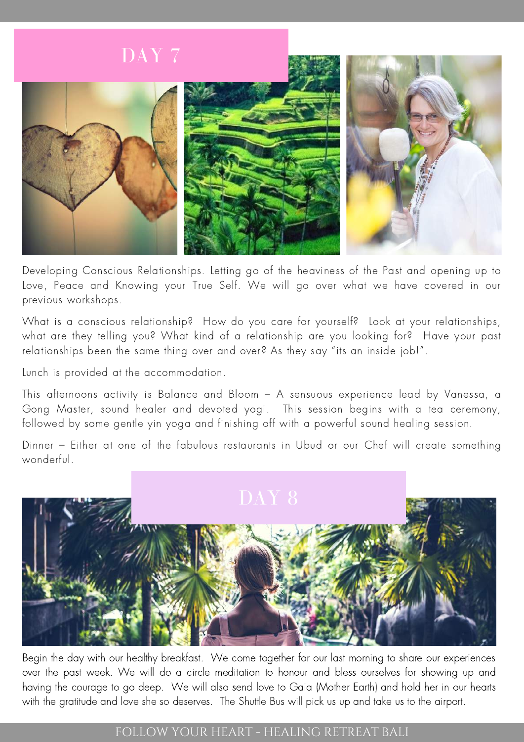## DAY 7

Developing Conscious Relationships. Letting go of the heaviness of the Past and opening up to Love, Peace and Knowing your True Self. We will go over what we have covered in our previous workshops.

What is a conscious relationship? How do you care for yourself? Look at your relationships, what are they telling you? What kind of a relationship are you looking for? Have your past relationships been the same thing over and over? As they say "its an inside job!".

Lunch is provided at the accommodation.

This afternoons activity is Balance and Bloom – A sensuous experience lead by Vanessa, a Gong Master, sound healer and devoted yogi. This session begins with a tea ceremony, followed by some gentle yin yoga and finishing off with a powerful sound healing session.

Dinner – Either at one of the fabulous restaurants in Ubud or our Chef will create something wonderful.

## DAY 8

Begin the day with our healthy breakfast. We come together for our last morning to share our experiences over the past week. We will do a circle meditation to honour and bless ourselves for showing up and having the courage to go deep. We will also send love to Gaia (Mother Earth) and hold her in our hearts with the gratitude and love she so deserves. The Shuttle Bus will pick us up and take us to the airport.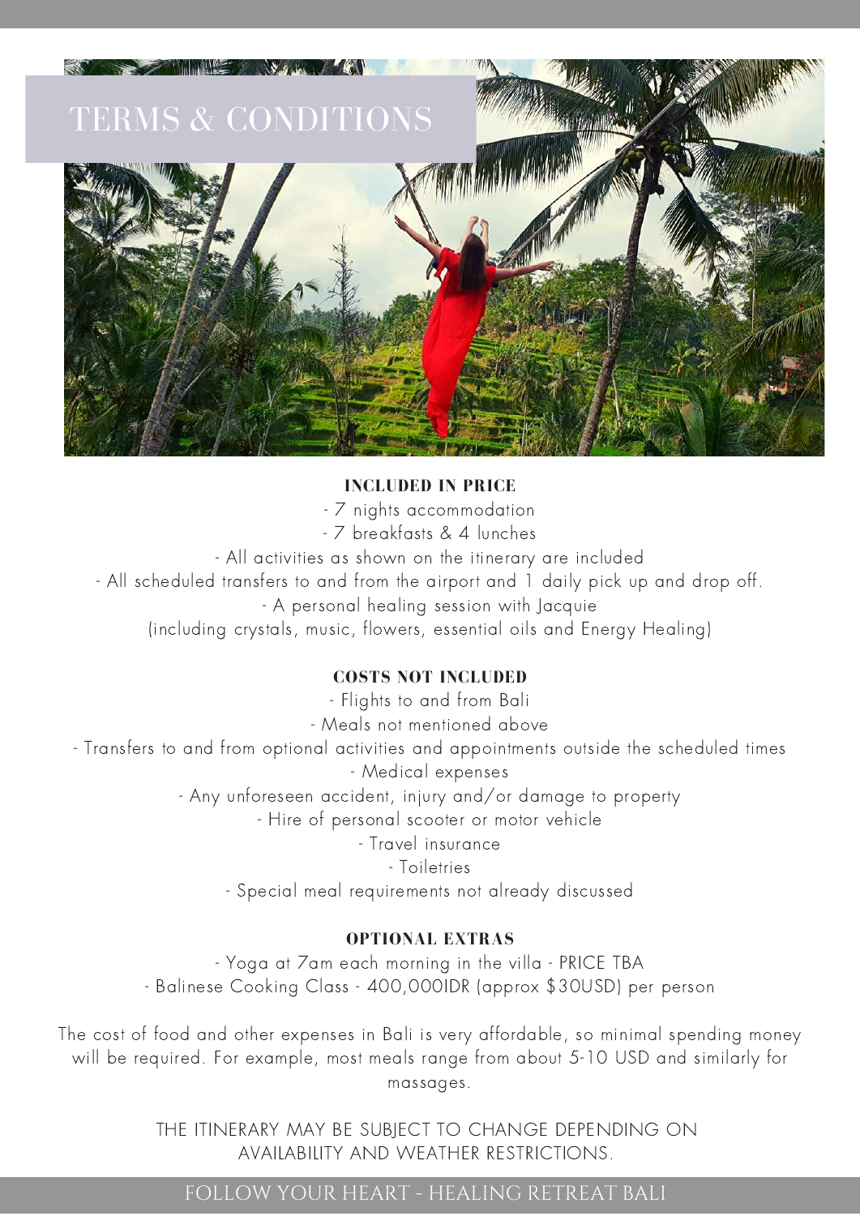# TERMS & CONDITIONS

**INCLUDED IN PRICE**

- 7 nights accommodation
- 7 breakfasts & 4 lunches
- All activities as shown on the itinerary are included
- All scheduled transfers to and from the airport and 1 daily pick up and drop off.
- A personal healing session with Jacquie (including crystals, music, flowers, essential oils and Energy Healing)

**COSTS NOT INCLUDED**

- Flights to and from Bali
- Meals not mentioned above
- Transfers to and from optional activities and appointments outside the scheduled times
- Medical expenses
- Any unforeseen accident, injury and/or damage to property
- Hire of personal scooter or motor vehicle
- Travel insurance
- Toiletries
- Special meal requirements not already discussed

**OPTIONAL EXTRAS**

- Yoga at 7am each morning in the villa - PRICE TBA
- Balinese Cooking Class - 400,000IDR (approx $30USD) per person

The cost of food and other expenses in Bali is very affordable, so minimal spending money will be required. For example, most meals range from about 5-10 USD and similarly for massages.

THE ITINERARY MAY BE SUBJECT TO CHANGE DEPENDING ON AVAILABILITY AND WEATHER RESTRICTIONS.